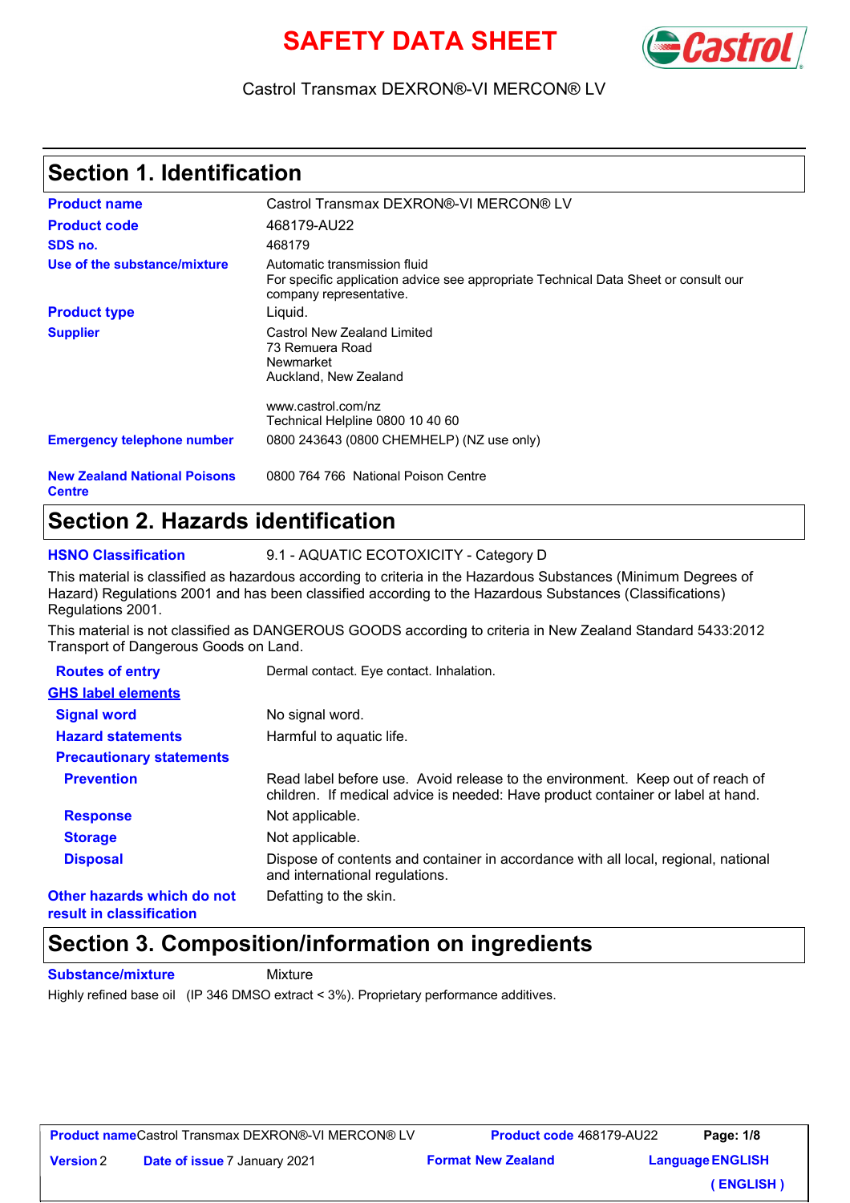# SAFETY DATA SHEET

Castrol Transmax DEXRON®-VI MERCON® LV

## Section 1. Identification

| | |
|---|---|
| **Product name** | Castrol Transmax DEXRON®-VI MERCON® LV |
| **Product code** | 468179-AU22 |
| **SDS no.** | 468179 |
| **Use of the substance/mixture** | Automatic transmission fluid<br>For specific application advice see appropriate Technical Data Sheet or consult our company representative. |
| **Product type** | Liquid. |
| **Supplier** | Castrol New Zealand Limited<br>73 Remuera Road<br>Newmarket<br>Auckland, New Zealand<br><br>www.castrol.com/nz<br>Technical Helpline 0800 10 40 60 |
| **Emergency telephone number** | 0800 243643 (0800 CHEMHELP) (NZ use only) |
| **New Zealand National Poisons Centre** | 0800 764 766 National Poison Centre |

## Section 2. Hazards identification

**HSNO Classification** 9.1 - AQUATIC ECOTOXICITY - Category D

This material is classified as hazardous according to criteria in the Hazardous Substances (Minimum Degrees of Hazard) Regulations 2001 and has been classified according to the Hazardous Substances (Classifications) Regulations 2001.

This material is not classified as DANGEROUS GOODS according to criteria in New Zealand Standard 5433:2012 Transport of Dangerous Goods on Land.

**Routes of entry** Dermal contact. Eye contact. Inhalation.

**GHS label elements**

| | |
|---|---|
| **Signal word** | No signal word. |
| **Hazard statements** | Harmful to aquatic life. |
| **Precautionary statements** | |
| **Prevention** | Read label before use. Avoid release to the environment. Keep out of reach of children. If medical advice is needed: Have product container or label at hand. |
| **Response** | Not applicable. |
| **Storage** | Not applicable. |
| **Disposal** | Dispose of contents and container in accordance with all local, regional, national and international regulations. |
| **Other hazards which do not result in classification** | Defatting to the skin. |

## Section 3. Composition/information on ingredients

**Substance/mixture** Mixture

Highly refined base oil (IP 346 DMSO extract < 3%). Proprietary performance additives.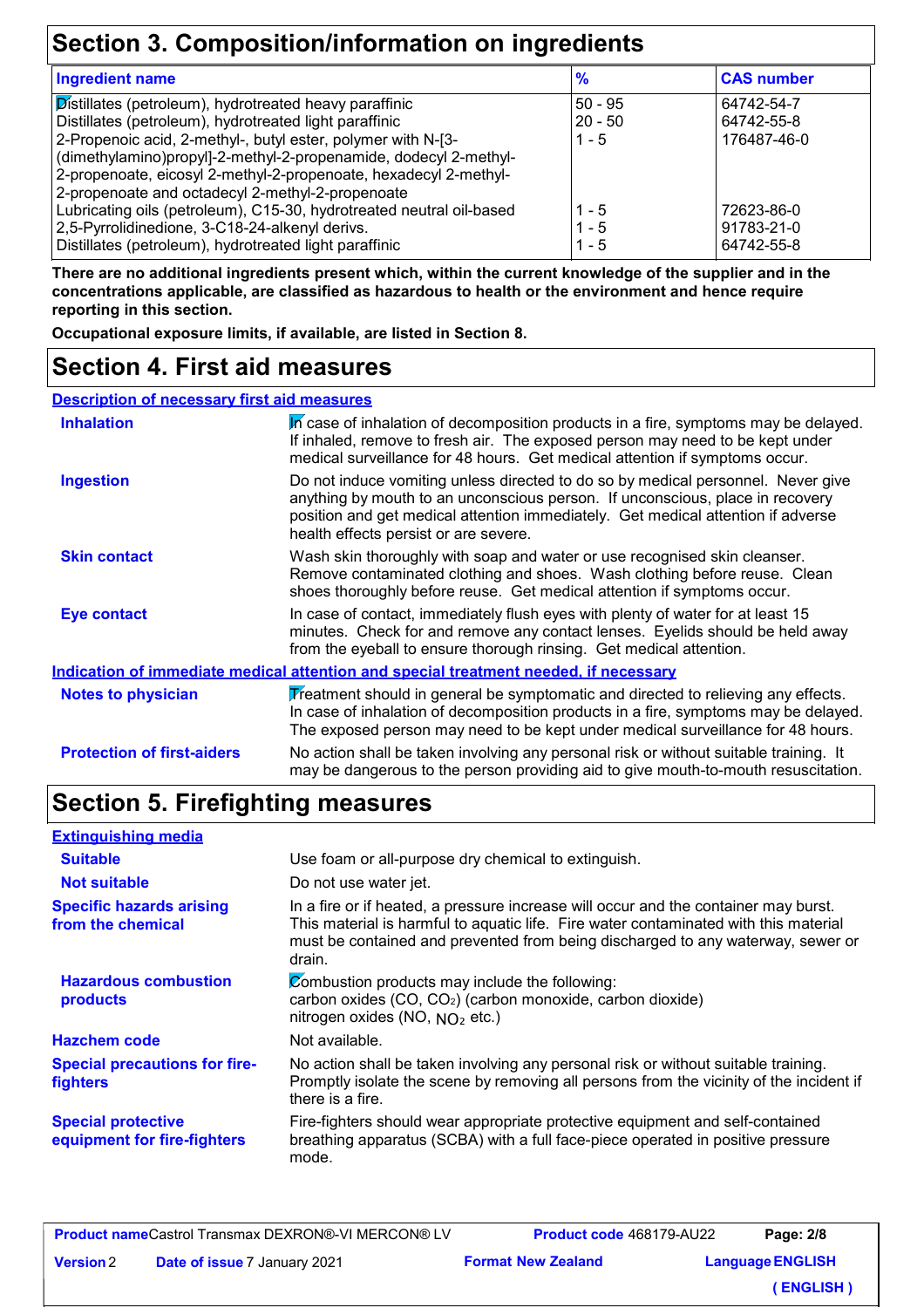## Section 3. Composition/information on ingredients

| Ingredient name | % | CAS number |
| --- | --- | --- |
| Distillates (petroleum), hydrotreated heavy paraffinic | 50 - 95 | 64742-54-7 |
| Distillates (petroleum), hydrotreated light paraffinic | 20 - 50 | 64742-55-8 |
| 2-Propenoic acid, 2-methyl-, butyl ester, polymer with N-[3-(dimethylamino)propyl]-2-methyl-2-propenamide, dodecyl 2-methyl-2-propenoate, eicosyl 2-methyl-2-propenoate, hexadecyl 2-methyl-2-propenoate and octadecyl 2-methyl-2-propenoate | 1 - 5 | 176487-46-0 |
| Lubricating oils (petroleum), C15-30, hydrotreated neutral oil-based | 1 - 5 | 72623-86-0 |
| 2,5-Pyrrolidinedione, 3-C18-24-alkenyl derivs. | 1 - 5 | 91783-21-0 |
| Distillates (petroleum), hydrotreated light paraffinic | 1 - 5 | 64742-55-8 |

**There are no additional ingredients present which, within the current knowledge of the supplier and in the concentrations applicable, are classified as hazardous to health or the environment and hence require reporting in this section.**

**Occupational exposure limits, if available, are listed in Section 8.**

## Section 4. First aid measures

### Description of necessary first aid measures

**Inhalation**
In case of inhalation of decomposition products in a fire, symptoms may be delayed. If inhaled, remove to fresh air. The exposed person may need to be kept under medical surveillance for 48 hours. Get medical attention if symptoms occur.

**Ingestion**
Do not induce vomiting unless directed to do so by medical personnel. Never give anything by mouth to an unconscious person. If unconscious, place in recovery position and get medical attention immediately. Get medical attention if adverse health effects persist or are severe.

**Skin contact**
Wash skin thoroughly with soap and water or use recognised skin cleanser. Remove contaminated clothing and shoes. Wash clothing before reuse. Clean shoes thoroughly before reuse. Get medical attention if symptoms occur.

**Eye contact**
In case of contact, immediately flush eyes with plenty of water for at least 15 minutes. Check for and remove any contact lenses. Eyelids should be held away from the eyeball to ensure thorough rinsing. Get medical attention.

### Indication of immediate medical attention and special treatment needed, if necessary

**Notes to physician**
Treatment should in general be symptomatic and directed to relieving any effects. In case of inhalation of decomposition products in a fire, symptoms may be delayed. The exposed person may need to be kept under medical surveillance for 48 hours.

**Protection of first-aiders**
No action shall be taken involving any personal risk or without suitable training. It may be dangerous to the person providing aid to give mouth-to-mouth resuscitation.

## Section 5. Firefighting measures

### Extinguishing media

**Suitable**
Use foam or all-purpose dry chemical to extinguish.

**Not suitable**
Do not use water jet.

**Specific hazards arising from the chemical**
In a fire or if heated, a pressure increase will occur and the container may burst. This material is harmful to aquatic life. Fire water contaminated with this material must be contained and prevented from being discharged to any waterway, sewer or drain.

**Hazardous combustion products**
Combustion products may include the following:
carbon oxides ($CO$, $CO_2$) (carbon monoxide, carbon dioxide)
nitrogen oxides ($NO$, $NO_2$ etc.)

**Hazchem code**
Not available.

**Special precautions for fire-fighters**
No action shall be taken involving any personal risk or without suitable training. Promptly isolate the scene by removing all persons from the vicinity of the incident if there is a fire.

**Special protective equipment for fire-fighters**
Fire-fighters should wear appropriate protective equipment and self-contained breathing apparatus (SCBA) with a full face-piece operated in positive pressure mode.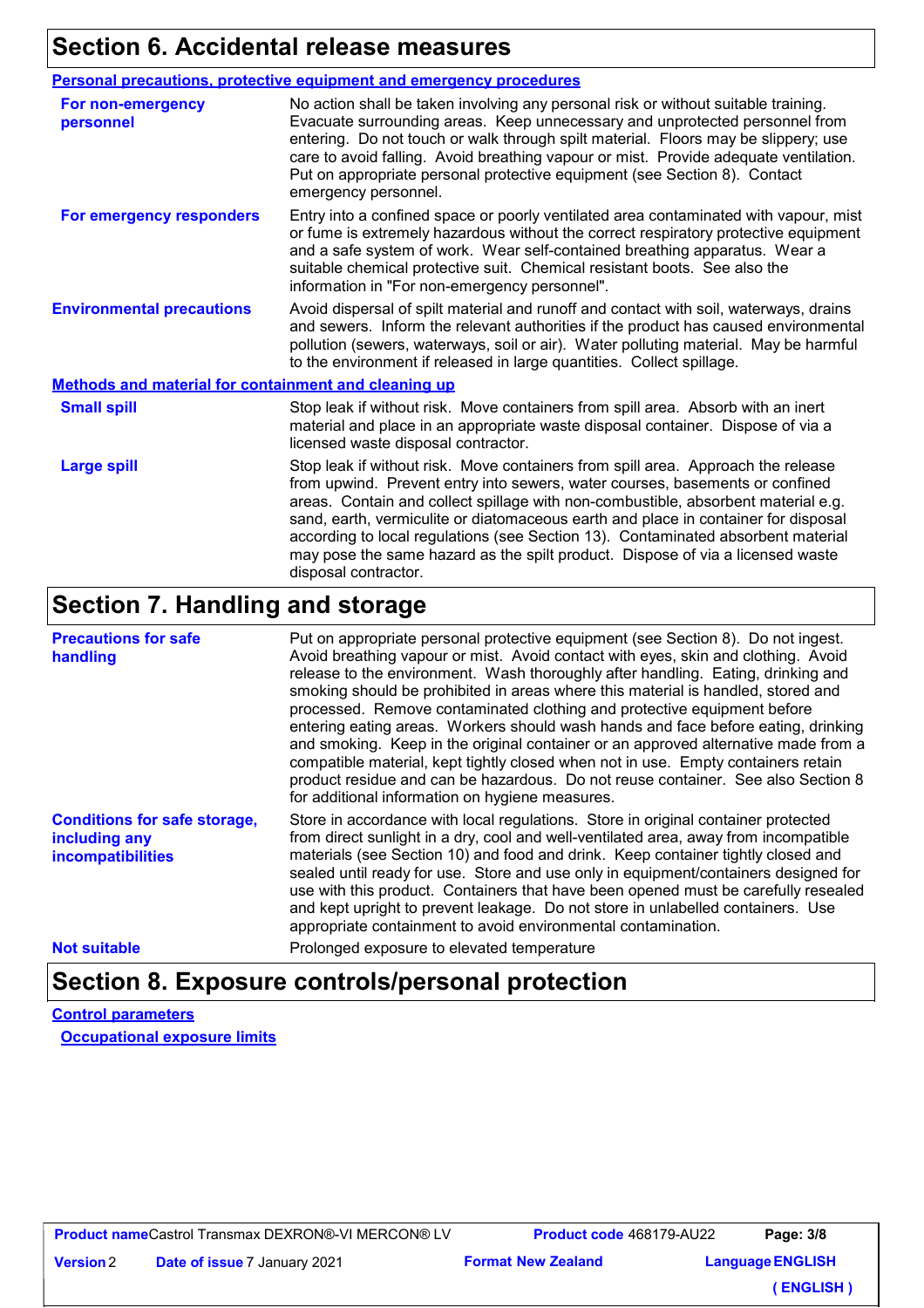## Section 6. Accidental release measures

### Personal precautions, protective equipment and emergency procedures

**For non-emergency personnel**

No action shall be taken involving any personal risk or without suitable training. Evacuate surrounding areas. Keep unnecessary and unprotected personnel from entering. Do not touch or walk through spilt material. Floors may be slippery; use care to avoid falling. Avoid breathing vapour or mist. Provide adequate ventilation. Put on appropriate personal protective equipment (see Section 8). Contact emergency personnel.

**For emergency responders**

Entry into a confined space or poorly ventilated area contaminated with vapour, mist or fume is extremely hazardous without the correct respiratory protective equipment and a safe system of work. Wear self-contained breathing apparatus. Wear a suitable chemical protective suit. Chemical resistant boots. See also the information in "For non-emergency personnel".

**Environmental precautions**

Avoid dispersal of spilt material and runoff and contact with soil, waterways, drains and sewers. Inform the relevant authorities if the product has caused environmental pollution (sewers, waterways, soil or air). Water polluting material. May be harmful to the environment if released in large quantities. Collect spillage.

### Methods and material for containment and cleaning up

**Small spill**

Stop leak if without risk. Move containers from spill area. Absorb with an inert material and place in an appropriate waste disposal container. Dispose of via a licensed waste disposal contractor.

**Large spill**

Stop leak if without risk. Move containers from spill area. Approach the release from upwind. Prevent entry into sewers, water courses, basements or confined areas. Contain and collect spillage with non-combustible, absorbent material e.g. sand, earth, vermiculite or diatomaceous earth and place in container for disposal according to local regulations (see Section 13). Contaminated absorbent material may pose the same hazard as the spilt product. Dispose of via a licensed waste disposal contractor.

## Section 7. Handling and storage

**Precautions for safe handling**

Put on appropriate personal protective equipment (see Section 8). Do not ingest. Avoid breathing vapour or mist. Avoid contact with eyes, skin and clothing. Avoid release to the environment. Wash thoroughly after handling. Eating, drinking and smoking should be prohibited in areas where this material is handled, stored and processed. Remove contaminated clothing and protective equipment before entering eating areas. Workers should wash hands and face before eating, drinking and smoking. Keep in the original container or an approved alternative made from a compatible material, kept tightly closed when not in use. Empty containers retain product residue and can be hazardous. Do not reuse container. See also Section 8 for additional information on hygiene measures.

**Conditions for safe storage, including any incompatibilities**

Store in accordance with local regulations. Store in original container protected from direct sunlight in a dry, cool and well-ventilated area, away from incompatible materials (see Section 10) and food and drink. Keep container tightly closed and sealed until ready for use. Store and use only in equipment/containers designed for use with this product. Containers that have been opened must be carefully resealed and kept upright to prevent leakage. Do not store in unlabelled containers. Use appropriate containment to avoid environmental contamination.

**Not suitable**

Prolonged exposure to elevated temperature

## Section 8. Exposure controls/personal protection

### Control parameters

#### Occupational exposure limits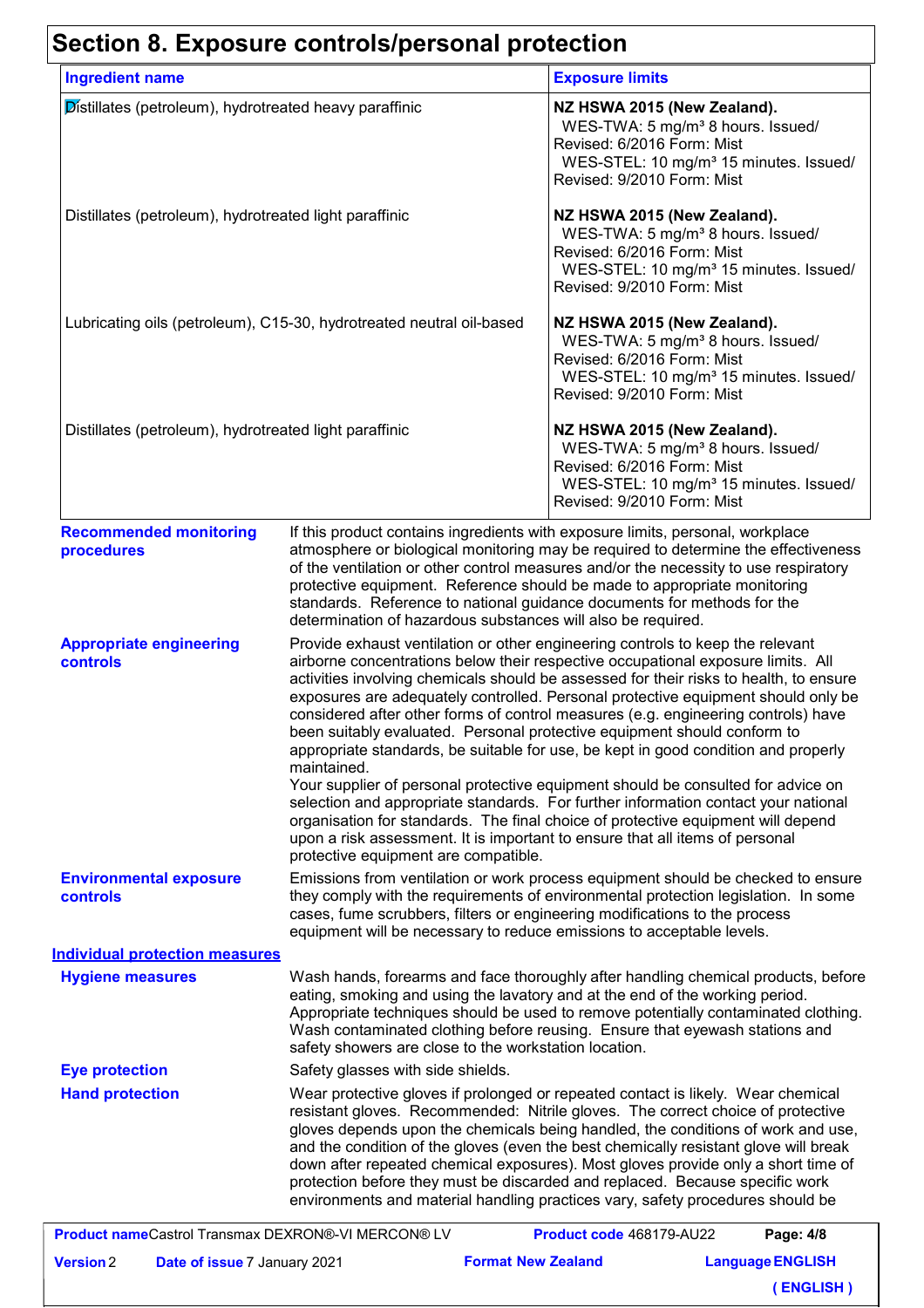# Section 8. Exposure controls/personal protection

| Ingredient name | Exposure limits |
|---|---|
| Distillates (petroleum), hydrotreated heavy paraffinic | **NZ HSWA 2015 (New Zealand).** WES-TWA: 5 mg/m³ 8 hours. Issued/ Revised: 6/2016 Form: Mist WES-STEL: 10 mg/m³ 15 minutes. Issued/ Revised: 9/2010 Form: Mist |
| Distillates (petroleum), hydrotreated light paraffinic | **NZ HSWA 2015 (New Zealand).** WES-TWA: 5 mg/m³ 8 hours. Issued/ Revised: 6/2016 Form: Mist WES-STEL: 10 mg/m³ 15 minutes. Issued/ Revised: 9/2010 Form: Mist |
| Lubricating oils (petroleum), C15-30, hydrotreated neutral oil-based | **NZ HSWA 2015 (New Zealand).** WES-TWA: 5 mg/m³ 8 hours. Issued/ Revised: 6/2016 Form: Mist WES-STEL: 10 mg/m³ 15 minutes. Issued/ Revised: 9/2010 Form: Mist |
| Distillates (petroleum), hydrotreated light paraffinic | **NZ HSWA 2015 (New Zealand).** WES-TWA: 5 mg/m³ 8 hours. Issued/ Revised: 6/2016 Form: Mist WES-STEL: 10 mg/m³ 15 minutes. Issued/ Revised: 9/2010 Form: Mist |

**Recommended monitoring procedures**

If this product contains ingredients with exposure limits, personal, workplace atmosphere or biological monitoring may be required to determine the effectiveness of the ventilation or other control measures and/or the necessity to use respiratory protective equipment. Reference should be made to appropriate monitoring standards. Reference to national guidance documents for methods for the determination of hazardous substances will also be required.

**Appropriate engineering controls**

Provide exhaust ventilation or other engineering controls to keep the relevant airborne concentrations below their respective occupational exposure limits. All activities involving chemicals should be assessed for their risks to health, to ensure exposures are adequately controlled. Personal protective equipment should only be considered after other forms of control measures (e.g. engineering controls) have been suitably evaluated. Personal protective equipment should conform to appropriate standards, be suitable for use, be kept in good condition and properly maintained.
Your supplier of personal protective equipment should be consulted for advice on selection and appropriate standards. For further information contact your national organisation for standards. The final choice of protective equipment will depend upon a risk assessment. It is important to ensure that all items of personal protective equipment are compatible.

**Environmental exposure controls**

Emissions from ventilation or work process equipment should be checked to ensure they comply with the requirements of environmental protection legislation. In some cases, fume scrubbers, filters or engineering modifications to the process equipment will be necessary to reduce emissions to acceptable levels.

## Individual protection measures

**Hygiene measures**

Wash hands, forearms and face thoroughly after handling chemical products, before eating, smoking and using the lavatory and at the end of the working period. Appropriate techniques should be used to remove potentially contaminated clothing. Wash contaminated clothing before reusing. Ensure that eyewash stations and safety showers are close to the workstation location.

**Eye protection**

Safety glasses with side shields.

**Hand protection**

Wear protective gloves if prolonged or repeated contact is likely. Wear chemical resistant gloves. Recommended: Nitrile gloves. The correct choice of protective gloves depends upon the chemicals being handled, the conditions of work and use, and the condition of the gloves (even the best chemically resistant glove will break down after repeated chemical exposures). Most gloves provide only a short time of protection before they must be discarded and replaced. Because specific work environments and material handling practices vary, safety procedures should be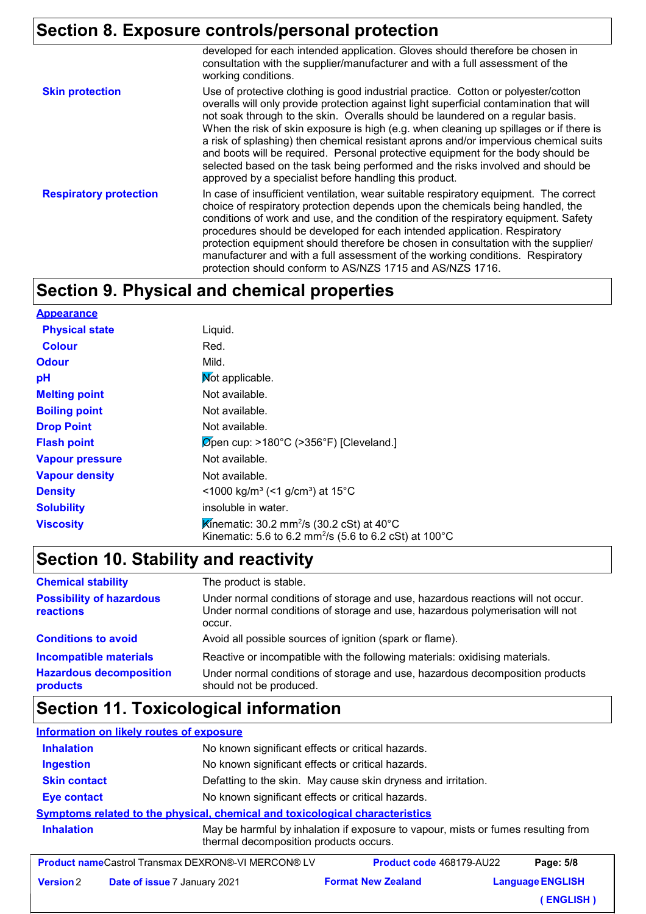## Section 8. Exposure controls/personal protection

developed for each intended application. Gloves should therefore be chosen in consultation with the supplier/manufacturer and with a full assessment of the working conditions.

**Skin protection**

Use of protective clothing is good industrial practice. Cotton or polyester/cotton overalls will only provide protection against light superficial contamination that will not soak through to the skin. Overalls should be laundered on a regular basis. When the risk of skin exposure is high (e.g. when cleaning up spillages or if there is a risk of splashing) then chemical resistant aprons and/or impervious chemical suits and boots will be required. Personal protective equipment for the body should be selected based on the task being performed and the risks involved and should be approved by a specialist before handling this product.

**Respiratory protection**

In case of insufficient ventilation, wear suitable respiratory equipment. The correct choice of respiratory protection depends upon the chemicals being handled, the conditions of work and use, and the condition of the respiratory equipment. Safety procedures should be developed for each intended application. Respiratory protection equipment should therefore be chosen in consultation with the supplier/manufacturer and with a full assessment of the working conditions. Respiratory protection should conform to AS/NZS 1715 and AS/NZS 1716.

## Section 9. Physical and chemical properties

**Appearance**

| Property | Value |
|---|---|
| Physical state | Liquid. |
| Colour | Red. |
| Odour | Mild. |
| pH | Not applicable. |
| Melting point | Not available. |
| Boiling point | Not available. |
| Drop Point | Not available. |
| Flash point | Open cup: >180°C (>356°F) [Cleveland.] |
| Vapour pressure | Not available. |
| Vapour density | Not available. |
| Density | <1000 kg/m³ (<1 g/cm³) at 15°C |
| Solubility | insoluble in water. |
| Viscosity | Kinematic: 30.2 $mm^2/s$ (30.2 cSt) at 40°C<br>Kinematic: 5.6 to 6.2 $mm^2/s$ (5.6 to 6.2 cSt) at 100°C |

## Section 10. Stability and reactivity

| | |
|---|---|
| **Chemical stability** | The product is stable. |
| **Possibility of hazardous reactions** | Under normal conditions of storage and use, hazardous reactions will not occur.<br>Under normal conditions of storage and use, hazardous polymerisation will not occur. |
| **Conditions to avoid** | Avoid all possible sources of ignition (spark or flame). |
| **Incompatible materials** | Reactive or incompatible with the following materials: oxidising materials. |
| **Hazardous decomposition products** | Under normal conditions of storage and use, hazardous decomposition products should not be produced. |

## Section 11. Toxicological information

**Information on likely routes of exposure**

| | |
|---|---|
| **Inhalation** | No known significant effects or critical hazards. |
| **Ingestion** | No known significant effects or critical hazards. |
| **Skin contact** | Defatting to the skin. May cause skin dryness and irritation. |
| **Eye contact** | No known significant effects or critical hazards. |

**Symptoms related to the physical, chemical and toxicological characteristics**

| | |
|---|---|
| **Inhalation** | May be harmful by inhalation if exposure to vapour, mists or fumes resulting from thermal decomposition products occurs. |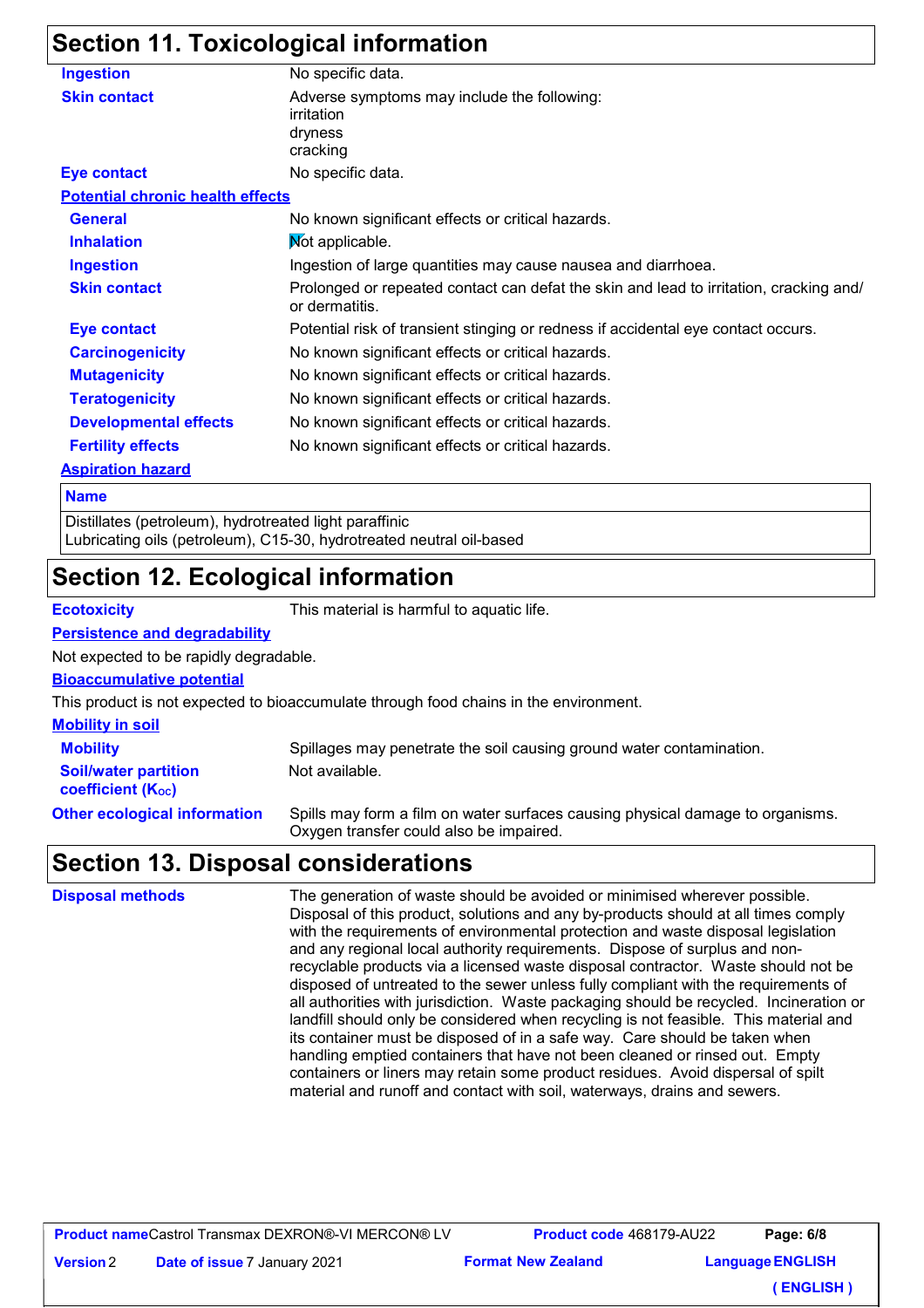## Section 11. Toxicological information

**Ingestion** No specific data.

**Skin contact** Adverse symptoms may include the following:
irritation
dryness
cracking

**Eye contact** No specific data.

**Potential chronic health effects**

| | |
|---|---|
| **General** | No known significant effects or critical hazards. |
| **Inhalation** | Not applicable. |
| **Ingestion** | Ingestion of large quantities may cause nausea and diarrhoea. |
| **Skin contact** | Prolonged or repeated contact can defat the skin and lead to irritation, cracking and/ or dermatitis. |
| **Eye contact** | Potential risk of transient stinging or redness if accidental eye contact occurs. |
| **Carcinogenicity** | No known significant effects or critical hazards. |
| **Mutagenicity** | No known significant effects or critical hazards. |
| **Teratogenicity** | No known significant effects or critical hazards. |
| **Developmental effects** | No known significant effects or critical hazards. |
| **Fertility effects** | No known significant effects or critical hazards. |

**Aspiration hazard**

| Name |
|---|
| Distillates (petroleum), hydrotreated light paraffinic<br>Lubricating oils (petroleum), C15-30, hydrotreated neutral oil-based |

## Section 12. Ecological information

**Ecotoxicity** This material is harmful to aquatic life.

**Persistence and degradability**

Not expected to be rapidly degradable.

**Bioaccumulative potential**

This product is not expected to bioaccumulate through food chains in the environment.

**Mobility in soil**

| | |
|---|---|
| **Mobility** | Spillages may penetrate the soil causing ground water contamination. |
| **Soil/water partition coefficient ($K_{OC}$)** | Not available. |

**Other ecological information** Spills may form a film on water surfaces causing physical damage to organisms. Oxygen transfer could also be impaired.

## Section 13. Disposal considerations

**Disposal methods** The generation of waste should be avoided or minimised wherever possible. Disposal of this product, solutions and any by-products should at all times comply with the requirements of environmental protection and waste disposal legislation and any regional local authority requirements. Dispose of surplus and non-recyclable products via a licensed waste disposal contractor. Waste should not be disposed of untreated to the sewer unless fully compliant with the requirements of all authorities with jurisdiction. Waste packaging should be recycled. Incineration or landfill should only be considered when recycling is not feasible. This material and its container must be disposed of in a safe way. Care should be taken when handling emptied containers that have not been cleaned or rinsed out. Empty containers or liners may retain some product residues. Avoid dispersal of spilt material and runoff and contact with soil, waterways, drains and sewers.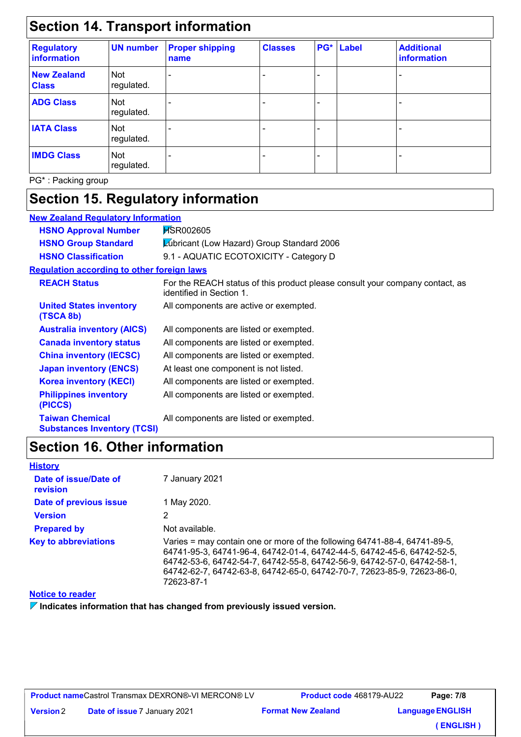## Section 14. Transport information

| Regulatory information | UN number | Proper shipping name | Classes | PG* | Label | Additional information |
|---|---|---|---|---|---|---|
| **New Zealand Class** | Not regulated. | - | - | - | | - |
| **ADG Class** | Not regulated. | - | - | - | | - |
| **IATA Class** | Not regulated. | - | - | - | | - |
| **IMDG Class** | Not regulated. | - | - | - | | - |

PG* : Packing group

## Section 15. Regulatory information

**New Zealand Regulatory Information**

**HSNO Approval Number** HSR002605

**HSNO Group Standard** Lubricant (Low Hazard) Group Standard 2006

**HSNO Classification** 9.1 - AQUATIC ECOTOXICITY - Category D

**Regulation according to other foreign laws**

**REACH Status** For the REACH status of this product please consult your company contact, as identified in Section 1.

**United States inventory (TSCA 8b)** All components are active or exempted.

**Australia inventory (AICS)** All components are listed or exempted.

**Canada inventory status** All components are listed or exempted.

**China inventory (IECSC)** All components are listed or exempted.

**Japan inventory (ENCS)** At least one component is not listed.

**Korea inventory (KECI)** All components are listed or exempted.

**Philippines inventory (PICCS)** All components are listed or exempted.

**Taiwan Chemical Substances Inventory (TCSI)** All components are listed or exempted.

## Section 16. Other information

**History**

**Date of issue/Date of revision** 7 January 2021

**Date of previous issue** 1 May 2020.

**Version** 2

**Prepared by** Not available.

**Key to abbreviations** Varies = may contain one or more of the following 64741-88-4, 64741-89-5, 64741-95-3, 64741-96-4, 64742-01-4, 64742-44-5, 64742-45-6, 64742-52-5, 64742-53-6, 64742-54-7, 64742-55-8, 64742-56-9, 64742-57-0, 64742-58-1, 64742-62-7, 64742-63-8, 64742-65-0, 64742-70-7, 72623-85-9, 72623-86-0, 72623-87-1

**Notice to reader**

**Indicates information that has changed from previously issued version.**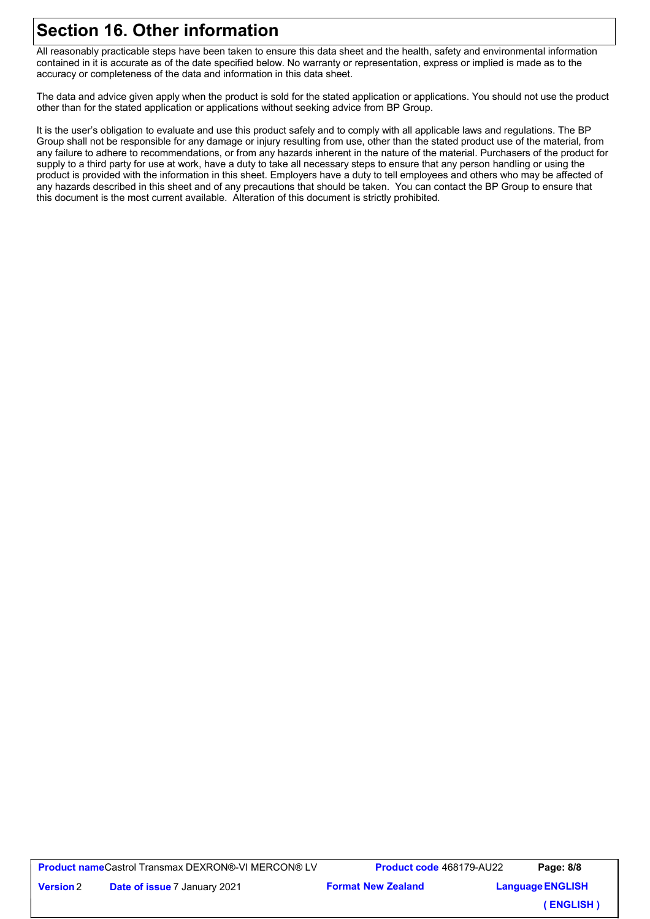## Section 16. Other information

All reasonably practicable steps have been taken to ensure this data sheet and the health, safety and environmental information contained in it is accurate as of the date specified below. No warranty or representation, express or implied is made as to the accuracy or completeness of the data and information in this data sheet.

The data and advice given apply when the product is sold for the stated application or applications. You should not use the product other than for the stated application or applications without seeking advice from BP Group.

It is the user's obligation to evaluate and use this product safely and to comply with all applicable laws and regulations. The BP Group shall not be responsible for any damage or injury resulting from use, other than the stated product use of the material, from any failure to adhere to recommendations, or from any hazards inherent in the nature of the material. Purchasers of the product for supply to a third party for use at work, have a duty to take all necessary steps to ensure that any person handling or using the product is provided with the information in this sheet. Employers have a duty to tell employees and others who may be affected of any hazards described in this sheet and of any precautions that should be taken. You can contact the BP Group to ensure that this document is the most current available. Alteration of this document is strictly prohibited.